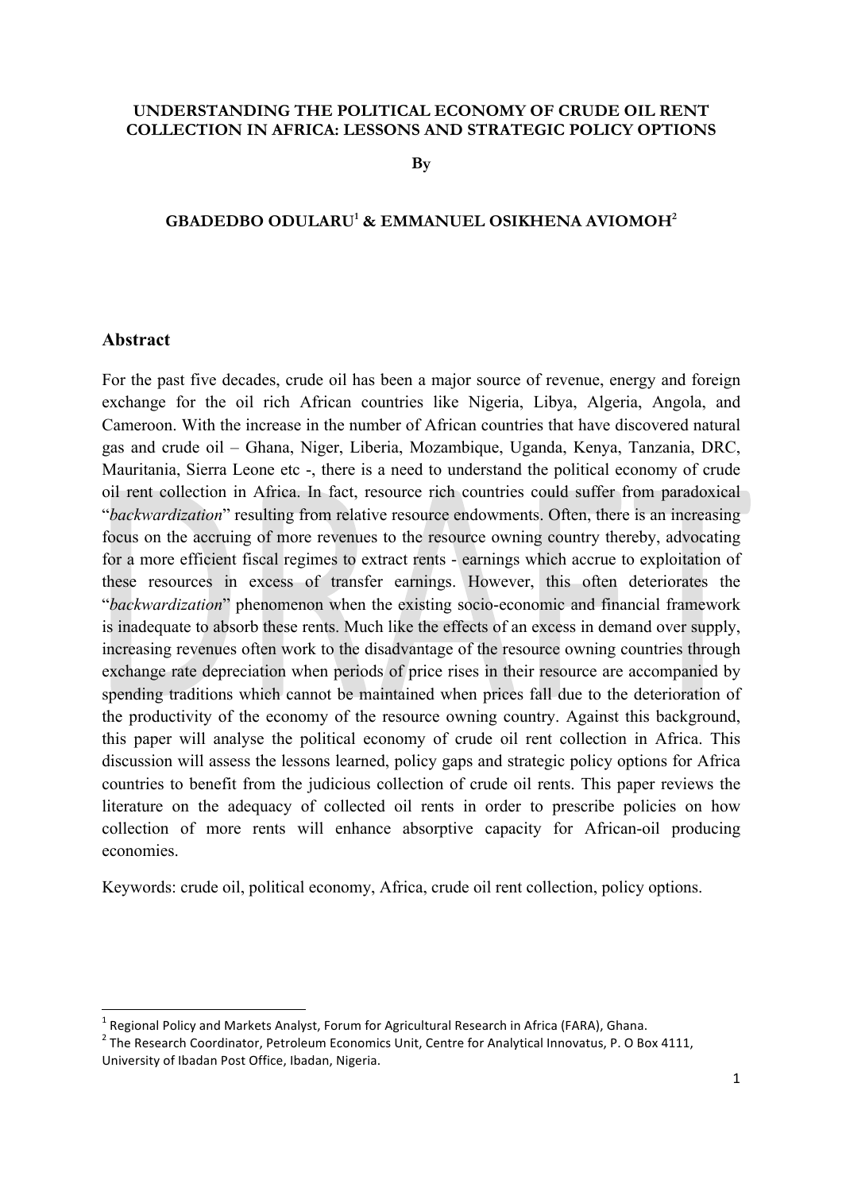# UNDERSTANDING THE POLITICAL ECONOMY OF CRUDE OIL RENT COLLECTION IN AFRICA: LESSONS AND STRATEGIC POLICY OPTIONS

**By**

**GBADEDBO ODULARU[1] & EMMANUEL OSIKHENA AVIOMOH[2]**

## Abstract

For the past five decades, crude oil has been a major source of revenue, energy and foreign exchange for the oil rich African countries like Nigeria, Libya, Algeria, Angola, and Cameroon. With the increase in the number of African countries that have discovered natural gas and crude oil – Ghana, Niger, Liberia, Mozambique, Uganda, Kenya, Tanzania, DRC, Mauritania, Sierra Leone etc -, there is a need to understand the political economy of crude oil rent collection in Africa. In fact, resource rich countries could suffer from paradoxical "*backwardization*" resulting from relative resource endowments. Often, there is an increasing focus on the accruing of more revenues to the resource owning country thereby, advocating for a more efficient fiscal regimes to extract rents - earnings which accrue to exploitation of these resources in excess of transfer earnings. However, this often deteriorates the "*backwardization*" phenomenon when the existing socio-economic and financial framework is inadequate to absorb these rents. Much like the effects of an excess in demand over supply, increasing revenues often work to the disadvantage of the resource owning countries through exchange rate depreciation when periods of price rises in their resource are accompanied by spending traditions which cannot be maintained when prices fall due to the deterioration of the productivity of the economy of the resource owning country. Against this background, this paper will analyse the political economy of crude oil rent collection in Africa. This discussion will assess the lessons learned, policy gaps and strategic policy options for Africa countries to benefit from the judicious collection of crude oil rents. This paper reviews the literature on the adequacy of collected oil rents in order to prescribe policies on how collection of more rents will enhance absorptive capacity for African-oil producing economies.

Keywords: crude oil, political economy, Africa, crude oil rent collection, policy options.

---

[1] Regional Policy and Markets Analyst, Forum for Agricultural Research in Africa (FARA), Ghana.

[2] The Research Coordinator, Petroleum Economics Unit, Centre for Analytical Innovatus, P. O Box 4111, University of Ibadan Post Office, Ibadan, Nigeria.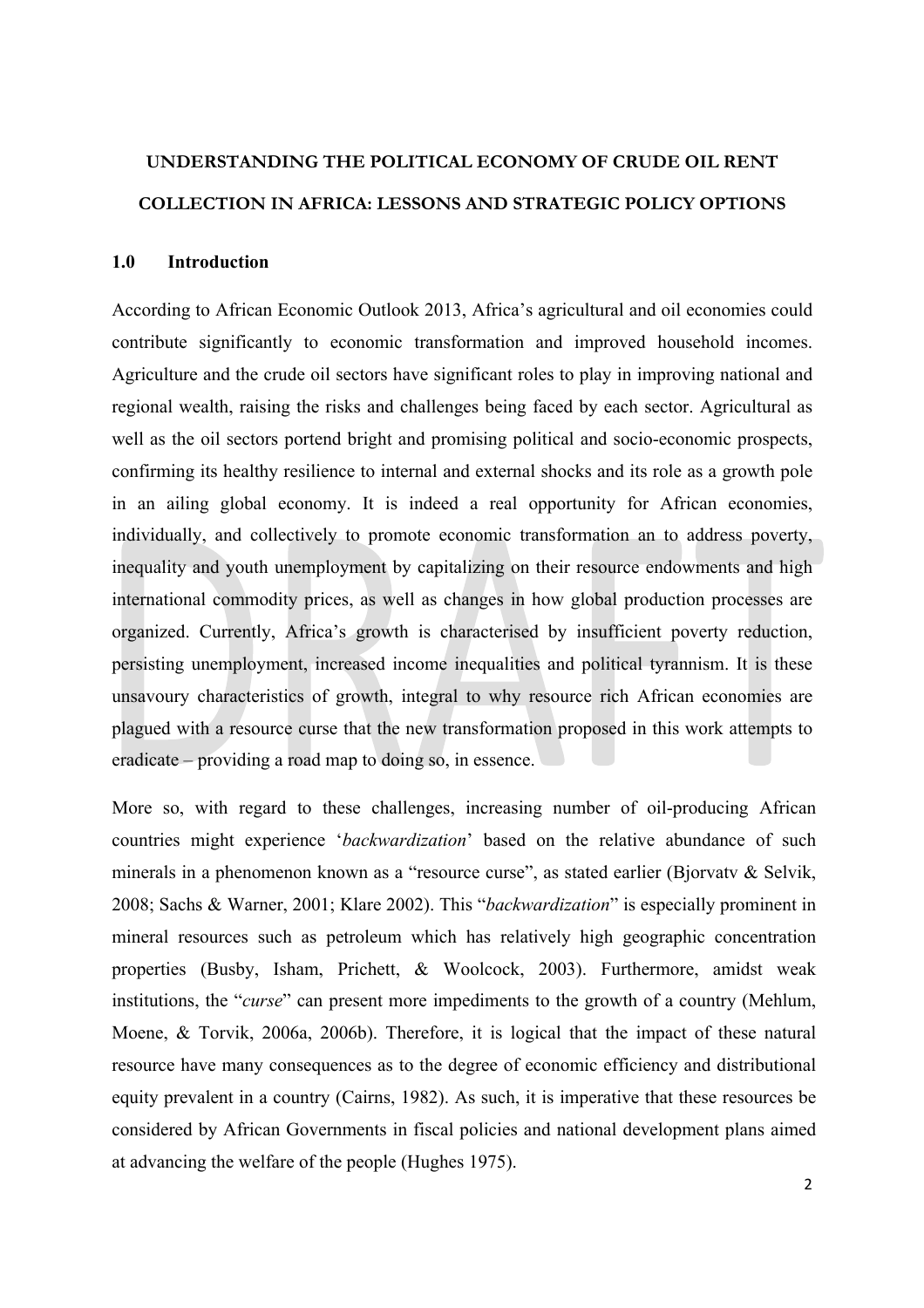**UNDERSTANDING THE POLITICAL ECONOMY OF CRUDE OIL RENT COLLECTION IN AFRICA: LESSONS AND STRATEGIC POLICY OPTIONS**

## 1.0 Introduction

According to African Economic Outlook 2013, Africa's agricultural and oil economies could contribute significantly to economic transformation and improved household incomes. Agriculture and the crude oil sectors have significant roles to play in improving national and regional wealth, raising the risks and challenges being faced by each sector. Agricultural as well as the oil sectors portend bright and promising political and socio-economic prospects, confirming its healthy resilience to internal and external shocks and its role as a growth pole in an ailing global economy. It is indeed a real opportunity for African economies, individually, and collectively to promote economic transformation an to address poverty, inequality and youth unemployment by capitalizing on their resource endowments and high international commodity prices, as well as changes in how global production processes are organized. Currently, Africa's growth is characterised by insufficient poverty reduction, persisting unemployment, increased income inequalities and political tyrannism. It is these unsavoury characteristics of growth, integral to why resource rich African economies are plagued with a resource curse that the new transformation proposed in this work attempts to eradicate – providing a road map to doing so, in essence.

More so, with regard to these challenges, increasing number of oil-producing African countries might experience '*backwardization*' based on the relative abundance of such minerals in a phenomenon known as a "resource curse", as stated earlier (Bjorvatv & Selvik, 2008; Sachs & Warner, 2001; Klare 2002). This "*backwardization*" is especially prominent in mineral resources such as petroleum which has relatively high geographic concentration properties (Busby, Isham, Prichett, & Woolcock, 2003). Furthermore, amidst weak institutions, the "*curse*" can present more impediments to the growth of a country (Mehlum, Moene, & Torvik, 2006a, 2006b). Therefore, it is logical that the impact of these natural resource have many consequences as to the degree of economic efficiency and distributional equity prevalent in a country (Cairns, 1982). As such, it is imperative that these resources be considered by African Governments in fiscal policies and national development plans aimed at advancing the welfare of the people (Hughes 1975).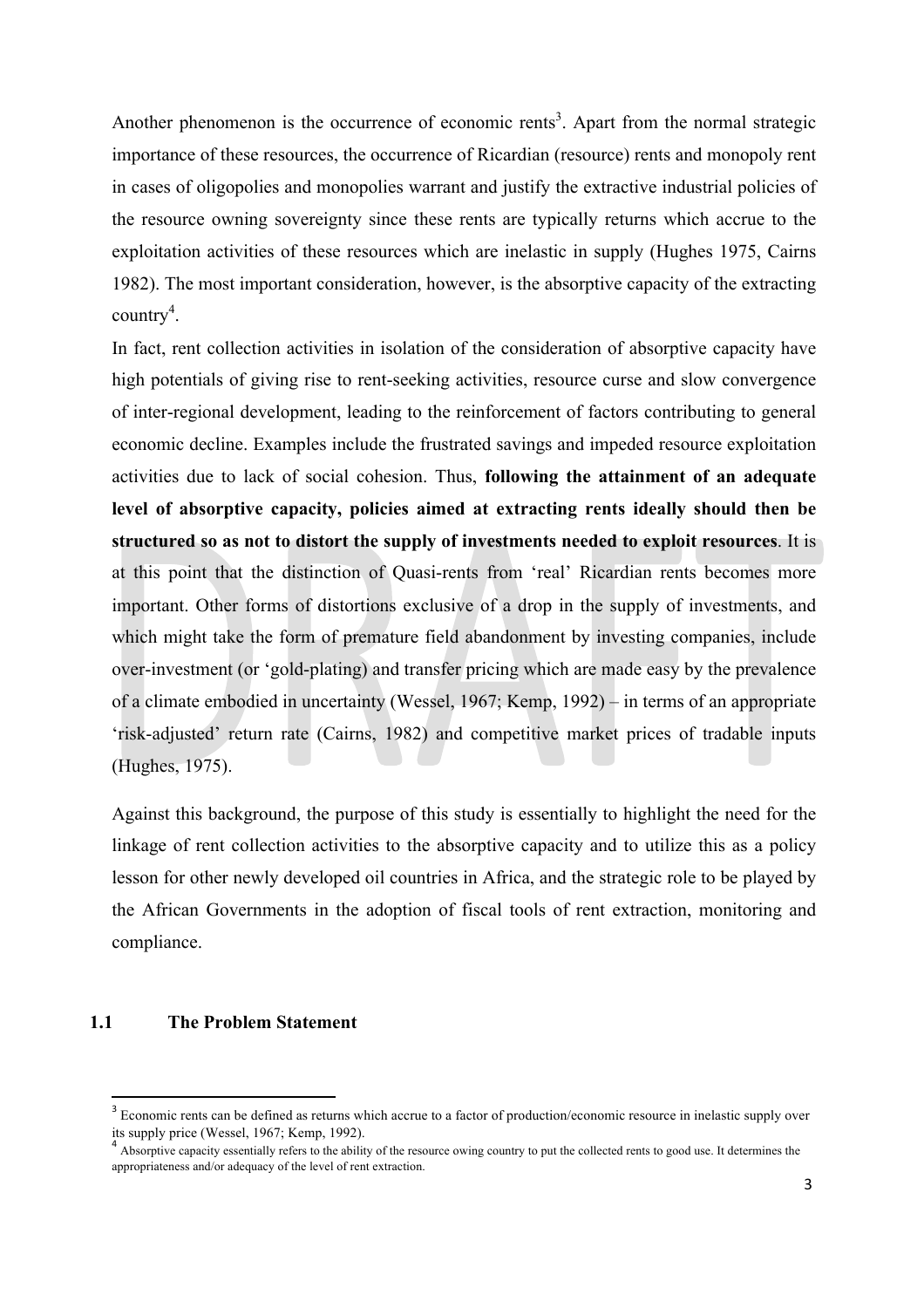Another phenomenon is the occurrence of economic rents[3]. Apart from the normal strategic importance of these resources, the occurrence of Ricardian (resource) rents and monopoly rent in cases of oligopolies and monopolies warrant and justify the extractive industrial policies of the resource owning sovereignty since these rents are typically returns which accrue to the exploitation activities of these resources which are inelastic in supply (Hughes 1975, Cairns 1982). The most important consideration, however, is the absorptive capacity of the extracting country[4].

In fact, rent collection activities in isolation of the consideration of absorptive capacity have high potentials of giving rise to rent-seeking activities, resource curse and slow convergence of inter-regional development, leading to the reinforcement of factors contributing to general economic decline. Examples include the frustrated savings and impeded resource exploitation activities due to lack of social cohesion. Thus, **following the attainment of an adequate level of absorptive capacity, policies aimed at extracting rents ideally should then be structured so as not to distort the supply of investments needed to exploit resources**. It is at this point that the distinction of Quasi-rents from 'real' Ricardian rents becomes more important. Other forms of distortions exclusive of a drop in the supply of investments, and which might take the form of premature field abandonment by investing companies, include over-investment (or 'gold-plating) and transfer pricing which are made easy by the prevalence of a climate embodied in uncertainty (Wessel, 1967; Kemp, 1992) – in terms of an appropriate 'risk-adjusted' return rate (Cairns, 1982) and competitive market prices of tradable inputs (Hughes, 1975).

Against this background, the purpose of this study is essentially to highlight the need for the linkage of rent collection activities to the absorptive capacity and to utilize this as a policy lesson for other newly developed oil countries in Africa, and the strategic role to be played by the African Governments in the adoption of fiscal tools of rent extraction, monitoring and compliance.

## 1.1 The Problem Statement

---

[3] Economic rents can be defined as returns which accrue to a factor of production/economic resource in inelastic supply over its supply price (Wessel, 1967; Kemp, 1992).

[4] Absorptive capacity essentially refers to the ability of the resource owing country to put the collected rents to good use. It determines the appropriateness and/or adequacy of the level of rent extraction.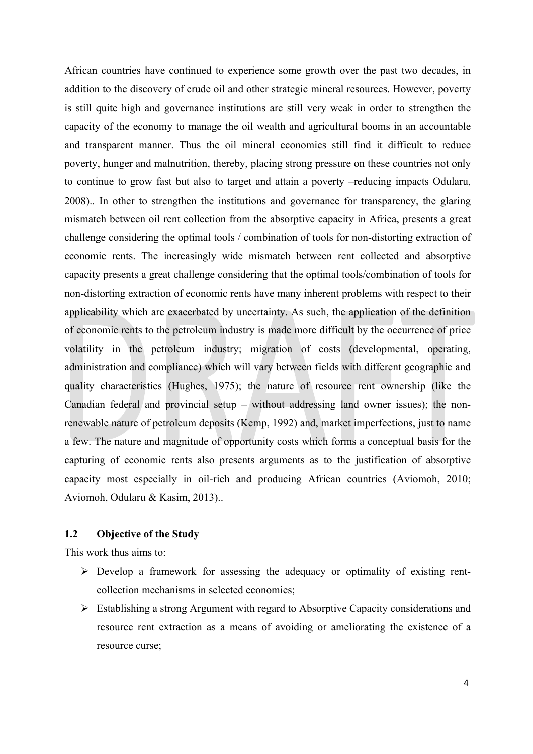African countries have continued to experience some growth over the past two decades, in addition to the discovery of crude oil and other strategic mineral resources. However, poverty is still quite high and governance institutions are still very weak in order to strengthen the capacity of the economy to manage the oil wealth and agricultural booms in an accountable and transparent manner. Thus the oil mineral economies still find it difficult to reduce poverty, hunger and malnutrition, thereby, placing strong pressure on these countries not only to continue to grow fast but also to target and attain a poverty –reducing impacts Odularu, 2008).. In other to strengthen the institutions and governance for transparency, the glaring mismatch between oil rent collection from the absorptive capacity in Africa, presents a great challenge considering the optimal tools / combination of tools for non-distorting extraction of economic rents. The increasingly wide mismatch between rent collected and absorptive capacity presents a great challenge considering that the optimal tools/combination of tools for non-distorting extraction of economic rents have many inherent problems with respect to their applicability which are exacerbated by uncertainty. As such, the application of the definition of economic rents to the petroleum industry is made more difficult by the occurrence of price volatility in the petroleum industry; migration of costs (developmental, operating, administration and compliance) which will vary between fields with different geographic and quality characteristics (Hughes, 1975); the nature of resource rent ownership (like the Canadian federal and provincial setup – without addressing land owner issues); the non-renewable nature of petroleum deposits (Kemp, 1992) and, market imperfections, just to name a few. The nature and magnitude of opportunity costs which forms a conceptual basis for the capturing of economic rents also presents arguments as to the justification of absorptive capacity most especially in oil-rich and producing African countries (Aviomoh, 2010; Aviomoh, Odularu & Kasim, 2013)..

## 1.2 Objective of the Study

This work thus aims to:

- Develop a framework for assessing the adequacy or optimality of existing rent-collection mechanisms in selected economies;
- Establishing a strong Argument with regard to Absorptive Capacity considerations and resource rent extraction as a means of avoiding or ameliorating the existence of a resource curse;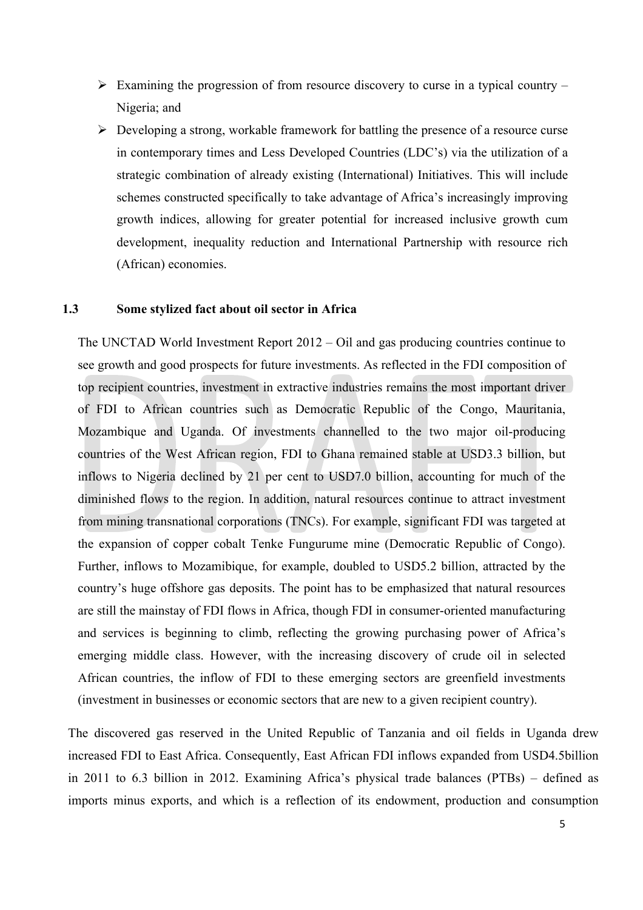- Examining the progression of from resource discovery to curse in a typical country – Nigeria; and
- Developing a strong, workable framework for battling the presence of a resource curse in contemporary times and Less Developed Countries (LDC's) via the utilization of a strategic combination of already existing (International) Initiatives. This will include schemes constructed specifically to take advantage of Africa's increasingly improving growth indices, allowing for greater potential for increased inclusive growth cum development, inequality reduction and International Partnership with resource rich (African) economies.

### 1.3 Some stylized fact about oil sector in Africa

The UNCTAD World Investment Report 2012 – Oil and gas producing countries continue to see growth and good prospects for future investments. As reflected in the FDI composition of top recipient countries, investment in extractive industries remains the most important driver of FDI to African countries such as Democratic Republic of the Congo, Mauritania, Mozambique and Uganda. Of investments channelled to the two major oil-producing countries of the West African region, FDI to Ghana remained stable at USD3.3 billion, but inflows to Nigeria declined by 21 per cent to USD7.0 billion, accounting for much of the diminished flows to the region. In addition, natural resources continue to attract investment from mining transnational corporations (TNCs). For example, significant FDI was targeted at the expansion of copper cobalt Tenke Fungurume mine (Democratic Republic of Congo). Further, inflows to Mozamibique, for example, doubled to USD5.2 billion, attracted by the country's huge offshore gas deposits. The point has to be emphasized that natural resources are still the mainstay of FDI flows in Africa, though FDI in consumer-oriented manufacturing and services is beginning to climb, reflecting the growing purchasing power of Africa's emerging middle class. However, with the increasing discovery of crude oil in selected African countries, the inflow of FDI to these emerging sectors are greenfield investments (investment in businesses or economic sectors that are new to a given recipient country).

The discovered gas reserved in the United Republic of Tanzania and oil fields in Uganda drew increased FDI to East Africa. Consequently, East African FDI inflows expanded from USD4.5billion in 2011 to 6.3 billion in 2012. Examining Africa's physical trade balances (PTBs) – defined as imports minus exports, and which is a reflection of its endowment, production and consumption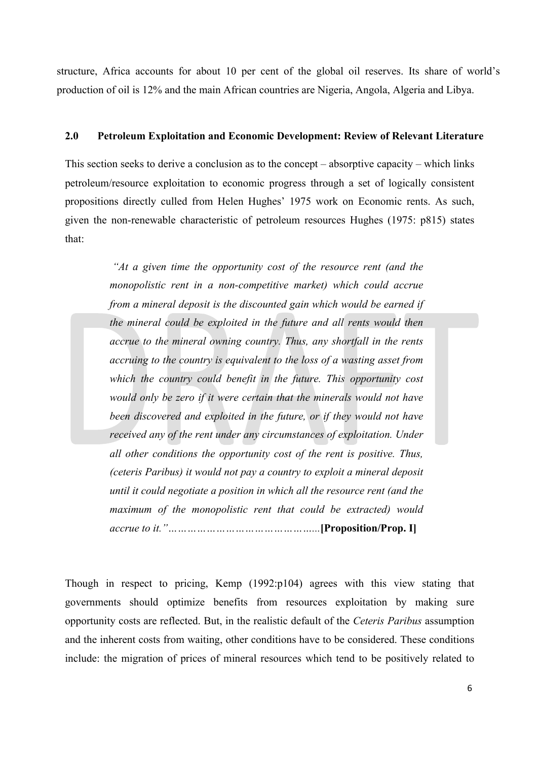structure, Africa accounts for about 10 per cent of the global oil reserves. Its share of world's production of oil is 12% and the main African countries are Nigeria, Angola, Algeria and Libya.

## 2.0 Petroleum Exploitation and Economic Development: Review of Relevant Literature

This section seeks to derive a conclusion as to the concept – absorptive capacity – which links petroleum/resource exploitation to economic progress through a set of logically consistent propositions directly culled from Helen Hughes' 1975 work on Economic rents. As such, given the non-renewable characteristic of petroleum resources Hughes (1975: p815) states that:

> *"At a given time the opportunity cost of the resource rent (and the monopolistic rent in a non-competitive market) which could accrue from a mineral deposit is the discounted gain which would be earned if the mineral could be exploited in the future and all rents would then accrue to the mineral owning country. Thus, any shortfall in the rents accruing to the country is equivalent to the loss of a wasting asset from which the country could benefit in the future. This opportunity cost would only be zero if it were certain that the minerals would not have been discovered and exploited in the future, or if they would not have received any of the rent under any circumstances of exploitation. Under all other conditions the opportunity cost of the rent is positive. Thus, (ceteris Paribus) it would not pay a country to exploit a mineral deposit until it could negotiate a position in which all the resource rent (and the maximum of the monopolistic rent that could be extracted) would accrue to it."……………………………………..* **[Proposition/Prop. I]**

Though in respect to pricing, Kemp (1992:p104) agrees with this view stating that governments should optimize benefits from resources exploitation by making sure opportunity costs are reflected. But, in the realistic default of the *Ceteris Paribus* assumption and the inherent costs from waiting, other conditions have to be considered. These conditions include: the migration of prices of mineral resources which tend to be positively related to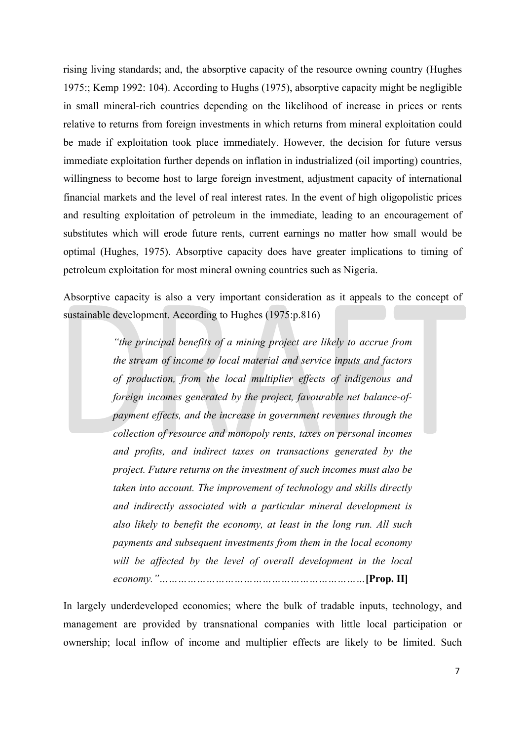rising living standards; and, the absorptive capacity of the resource owning country (Hughes 1975:; Kemp 1992: 104). According to Hughs (1975), absorptive capacity might be negligible in small mineral-rich countries depending on the likelihood of increase in prices or rents relative to returns from foreign investments in which returns from mineral exploitation could be made if exploitation took place immediately. However, the decision for future versus immediate exploitation further depends on inflation in industrialized (oil importing) countries, willingness to become host to large foreign investment, adjustment capacity of international financial markets and the level of real interest rates. In the event of high oligopolistic prices and resulting exploitation of petroleum in the immediate, leading to an encouragement of substitutes which will erode future rents, current earnings no matter how small would be optimal (Hughes, 1975). Absorptive capacity does have greater implications to timing of petroleum exploitation for most mineral owning countries such as Nigeria.

Absorptive capacity is also a very important consideration as it appeals to the concept of sustainable development. According to Hughes (1975:p.816)

> *"the principal benefits of a mining project are likely to accrue from the stream of income to local material and service inputs and factors of production, from the local multiplier effects of indigenous and foreign incomes generated by the project, favourable net balance-of-payment effects, and the increase in government revenues through the collection of resource and monopoly rents, taxes on personal incomes and profits, and indirect taxes on transactions generated by the project. Future returns on the investment of such incomes must also be taken into account. The improvement of technology and skills directly and indirectly associated with a particular mineral development is also likely to benefit the economy, at least in the long run. All such payments and subsequent investments from them in the local economy will be affected by the level of overall development in the local economy."*………………………………………………………**[Prop. II]**

In largely underdeveloped economies; where the bulk of tradable inputs, technology, and management are provided by transnational companies with little local participation or ownership; local inflow of income and multiplier effects are likely to be limited. Such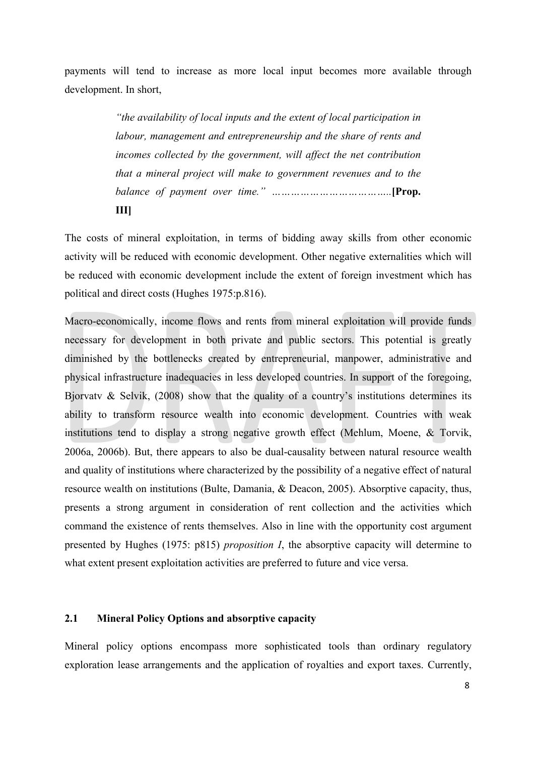payments will tend to increase as more local input becomes more available through development. In short,

> *"the availability of local inputs and the extent of local participation in labour, management and entrepreneurship and the share of rents and incomes collected by the government, will affect the net contribution that a mineral project will make to government revenues and to the balance of payment over time."* ………………………………..**[Prop. III]**

The costs of mineral exploitation, in terms of bidding away skills from other economic activity will be reduced with economic development. Other negative externalities which will be reduced with economic development include the extent of foreign investment which has political and direct costs (Hughes 1975:p.816).

Macro-economically, income flows and rents from mineral exploitation will provide funds necessary for development in both private and public sectors. This potential is greatly diminished by the bottlenecks created by entrepreneurial, manpower, administrative and physical infrastructure inadequacies in less developed countries. In support of the foregoing, Bjorvatv & Selvik, (2008) show that the quality of a country's institutions determines its ability to transform resource wealth into economic development. Countries with weak institutions tend to display a strong negative growth effect (Mehlum, Moene, & Torvik, 2006a, 2006b). But, there appears to also be dual-causality between natural resource wealth and quality of institutions where characterized by the possibility of a negative effect of natural resource wealth on institutions (Bulte, Damania, & Deacon, 2005). Absorptive capacity, thus, presents a strong argument in consideration of rent collection and the activities which command the existence of rents themselves. Also in line with the opportunity cost argument presented by Hughes (1975: p815) *proposition I*, the absorptive capacity will determine to what extent present exploitation activities are preferred to future and vice versa.

## 2.1 Mineral Policy Options and absorptive capacity

Mineral policy options encompass more sophisticated tools than ordinary regulatory exploration lease arrangements and the application of royalties and export taxes. Currently,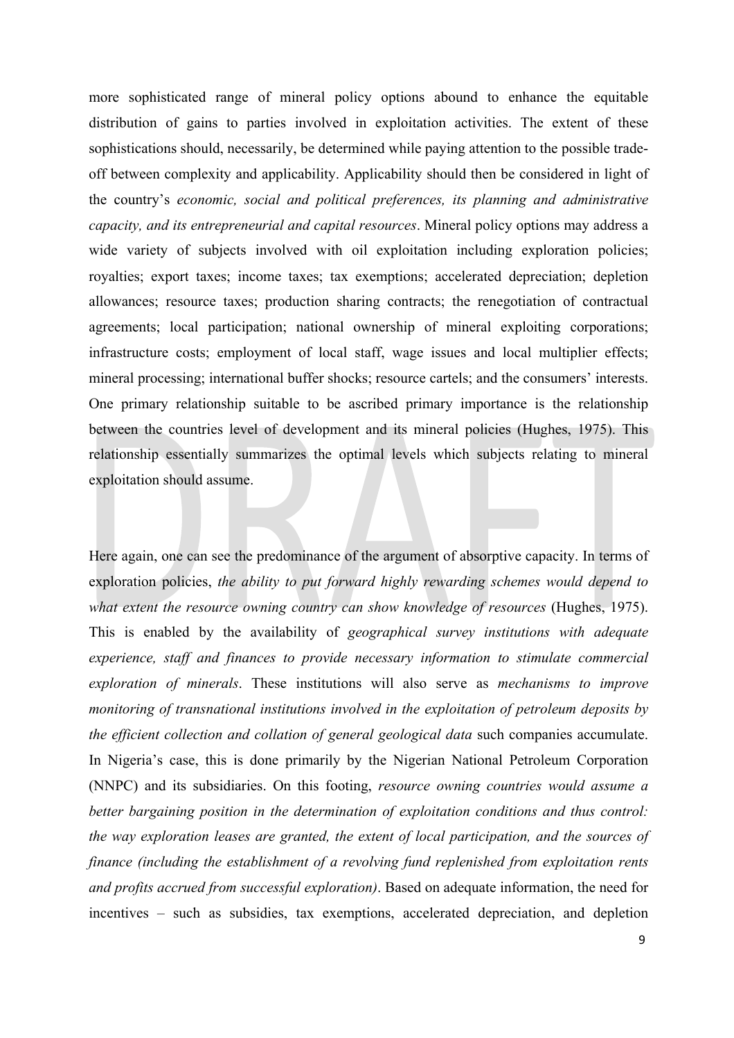more sophisticated range of mineral policy options abound to enhance the equitable distribution of gains to parties involved in exploitation activities. The extent of these sophistications should, necessarily, be determined while paying attention to the possible trade-off between complexity and applicability. Applicability should then be considered in light of the country's *economic, social and political preferences, its planning and administrative capacity, and its entrepreneurial and capital resources*. Mineral policy options may address a wide variety of subjects involved with oil exploitation including exploration policies; royalties; export taxes; income taxes; tax exemptions; accelerated depreciation; depletion allowances; resource taxes; production sharing contracts; the renegotiation of contractual agreements; local participation; national ownership of mineral exploiting corporations; infrastructure costs; employment of local staff, wage issues and local multiplier effects; mineral processing; international buffer shocks; resource cartels; and the consumers' interests. One primary relationship suitable to be ascribed primary importance is the relationship between the countries level of development and its mineral policies (Hughes, 1975). This relationship essentially summarizes the optimal levels which subjects relating to mineral exploitation should assume.

Here again, one can see the predominance of the argument of absorptive capacity. In terms of exploration policies, *the ability to put forward highly rewarding schemes would depend to what extent the resource owning country can show knowledge of resources* (Hughes, 1975). This is enabled by the availability of *geographical survey institutions with adequate experience, staff and finances to provide necessary information to stimulate commercial exploration of minerals*. These institutions will also serve as *mechanisms to improve monitoring of transnational institutions involved in the exploitation of petroleum deposits by the efficient collection and collation of general geological data* such companies accumulate. In Nigeria's case, this is done primarily by the Nigerian National Petroleum Corporation (NNPC) and its subsidiaries. On this footing, *resource owning countries would assume a better bargaining position in the determination of exploitation conditions and thus control: the way exploration leases are granted, the extent of local participation, and the sources of finance (including the establishment of a revolving fund replenished from exploitation rents and profits accrued from successful exploration)*. Based on adequate information, the need for incentives – such as subsidies, tax exemptions, accelerated depreciation, and depletion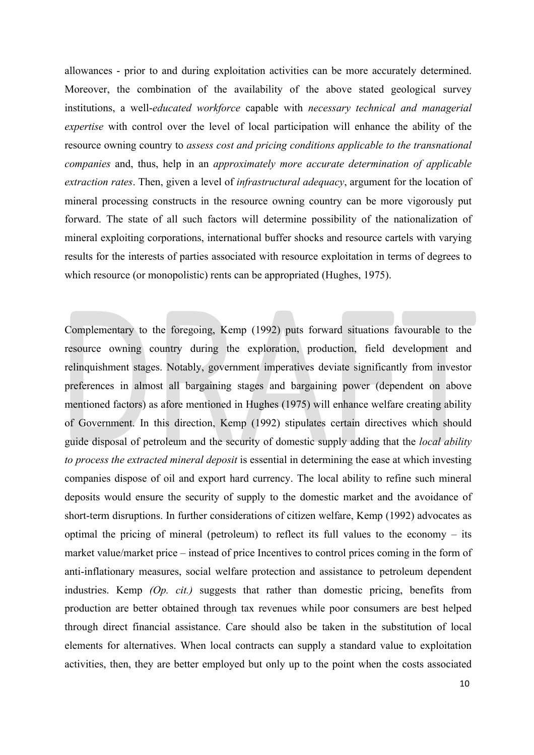allowances - prior to and during exploitation activities can be more accurately determined. Moreover, the combination of the availability of the above stated geological survey institutions, a well-*educated workforce* capable with *necessary technical and managerial expertise* with control over the level of local participation will enhance the ability of the resource owning country to *assess cost and pricing conditions applicable to the transnational companies* and, thus, help in an *approximately more accurate determination of applicable extraction rates*. Then, given a level of *infrastructural adequacy*, argument for the location of mineral processing constructs in the resource owning country can be more vigorously put forward. The state of all such factors will determine possibility of the nationalization of mineral exploiting corporations, international buffer shocks and resource cartels with varying results for the interests of parties associated with resource exploitation in terms of degrees to which resource (or monopolistic) rents can be appropriated (Hughes, 1975).

Complementary to the foregoing, Kemp (1992) puts forward situations favourable to the resource owning country during the exploration, production, field development and relinquishment stages. Notably, government imperatives deviate significantly from investor preferences in almost all bargaining stages and bargaining power (dependent on above mentioned factors) as afore mentioned in Hughes (1975) will enhance welfare creating ability of Government. In this direction, Kemp (1992) stipulates certain directives which should guide disposal of petroleum and the security of domestic supply adding that the *local ability to process the extracted mineral deposit* is essential in determining the ease at which investing companies dispose of oil and export hard currency. The local ability to refine such mineral deposits would ensure the security of supply to the domestic market and the avoidance of short-term disruptions. In further considerations of citizen welfare, Kemp (1992) advocates as optimal the pricing of mineral (petroleum) to reflect its full values to the economy – its market value/market price – instead of price Incentives to control prices coming in the form of anti-inflationary measures, social welfare protection and assistance to petroleum dependent industries. Kemp *(Op. cit.)* suggests that rather than domestic pricing, benefits from production are better obtained through tax revenues while poor consumers are best helped through direct financial assistance. Care should also be taken in the substitution of local elements for alternatives. When local contracts can supply a standard value to exploitation activities, then, they are better employed but only up to the point when the costs associated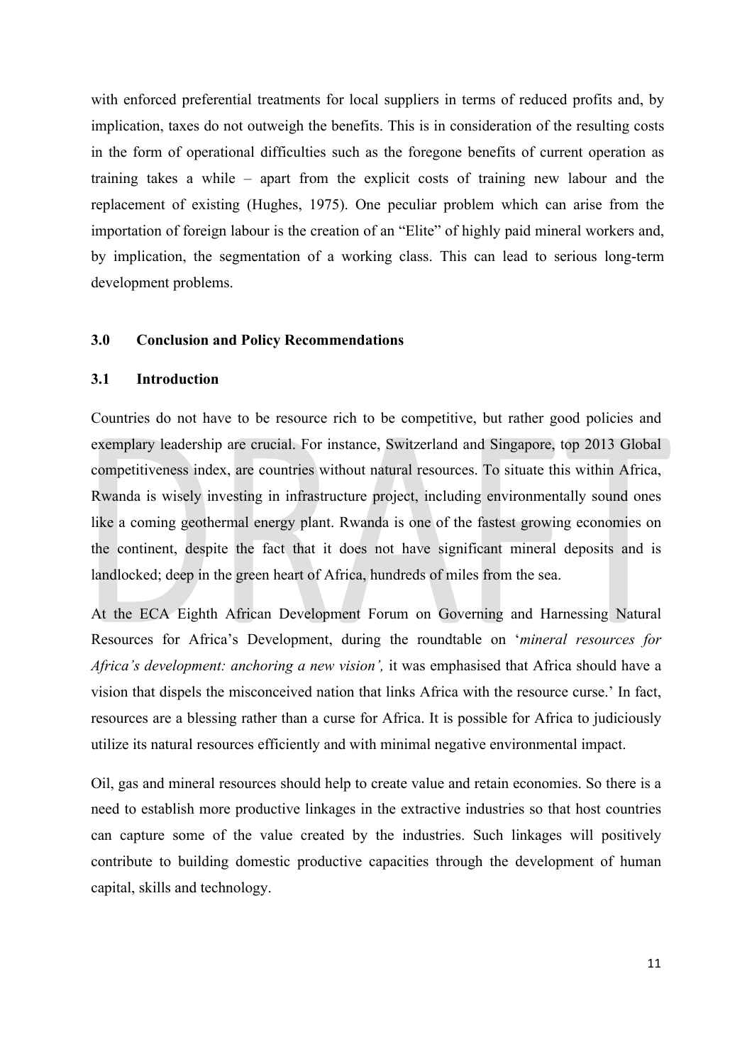with enforced preferential treatments for local suppliers in terms of reduced profits and, by implication, taxes do not outweigh the benefits. This is in consideration of the resulting costs in the form of operational difficulties such as the foregone benefits of current operation as training takes a while – apart from the explicit costs of training new labour and the replacement of existing (Hughes, 1975). One peculiar problem which can arise from the importation of foreign labour is the creation of an "Elite" of highly paid mineral workers and, by implication, the segmentation of a working class. This can lead to serious long-term development problems.

## 3.0 Conclusion and Policy Recommendations

### 3.1 Introduction

Countries do not have to be resource rich to be competitive, but rather good policies and exemplary leadership are crucial. For instance, Switzerland and Singapore, top 2013 Global competitiveness index, are countries without natural resources. To situate this within Africa, Rwanda is wisely investing in infrastructure project, including environmentally sound ones like a coming geothermal energy plant. Rwanda is one of the fastest growing economies on the continent, despite the fact that it does not have significant mineral deposits and is landlocked; deep in the green heart of Africa, hundreds of miles from the sea.

At the ECA Eighth African Development Forum on Governing and Harnessing Natural Resources for Africa's Development, during the roundtable on '*mineral resources for Africa's development: anchoring a new vision',* it was emphasised that Africa should have a vision that dispels the misconceived nation that links Africa with the resource curse.' In fact, resources are a blessing rather than a curse for Africa. It is possible for Africa to judiciously utilize its natural resources efficiently and with minimal negative environmental impact.

Oil, gas and mineral resources should help to create value and retain economies. So there is a need to establish more productive linkages in the extractive industries so that host countries can capture some of the value created by the industries. Such linkages will positively contribute to building domestic productive capacities through the development of human capital, skills and technology.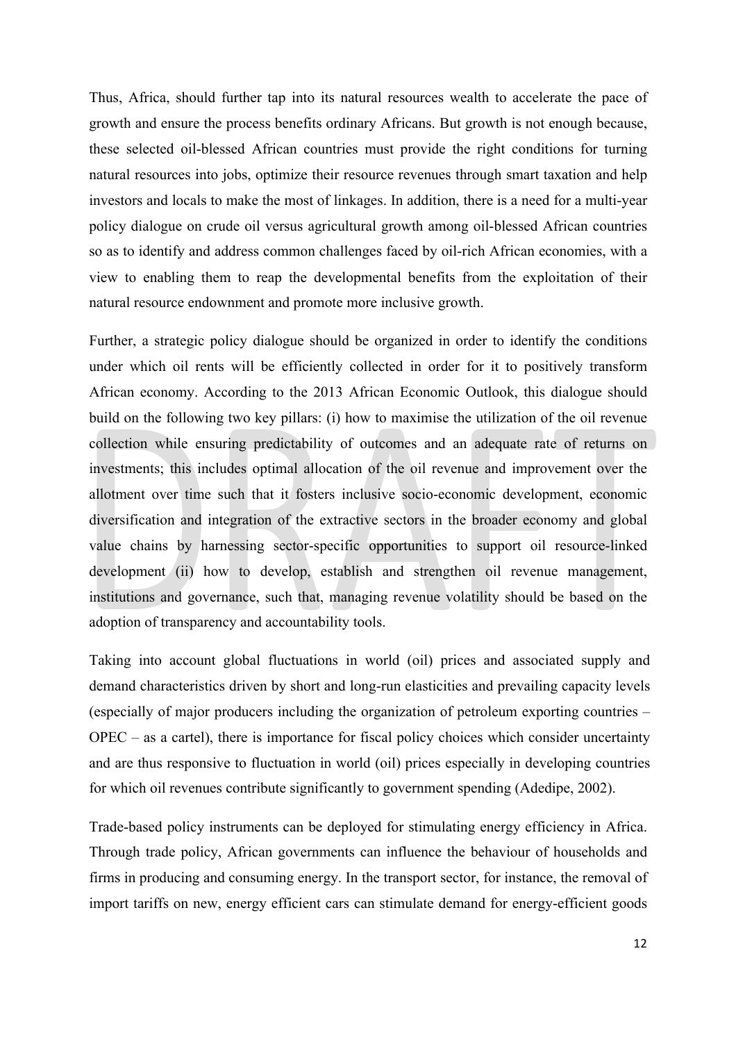Thus, Africa, should further tap into its natural resources wealth to accelerate the pace of growth and ensure the process benefits ordinary Africans. But growth is not enough because, these selected oil-blessed African countries must provide the right conditions for turning natural resources into jobs, optimize their resource revenues through smart taxation and help investors and locals to make the most of linkages. In addition, there is a need for a multi-year policy dialogue on crude oil versus agricultural growth among oil-blessed African countries so as to identify and address common challenges faced by oil-rich African economies, with a view to enabling them to reap the developmental benefits from the exploitation of their natural resource endownment and promote more inclusive growth.

Further, a strategic policy dialogue should be organized in order to identify the conditions under which oil rents will be efficiently collected in order for it to positively transform African economy. According to the 2013 African Economic Outlook, this dialogue should build on the following two key pillars: (i) how to maximise the utilization of the oil revenue collection while ensuring predictability of outcomes and an adequate rate of returns on investments; this includes optimal allocation of the oil revenue and improvement over the allotment over time such that it fosters inclusive socio-economic development, economic diversification and integration of the extractive sectors in the broader economy and global value chains by harnessing sector-specific opportunities to support oil resource-linked development (ii) how to develop, establish and strengthen oil revenue management, institutions and governance, such that, managing revenue volatility should be based on the adoption of transparency and accountability tools.

Taking into account global fluctuations in world (oil) prices and associated supply and demand characteristics driven by short and long-run elasticities and prevailing capacity levels (especially of major producers including the organization of petroleum exporting countries – OPEC – as a cartel), there is importance for fiscal policy choices which consider uncertainty and are thus responsive to fluctuation in world (oil) prices especially in developing countries for which oil revenues contribute significantly to government spending (Adedipe, 2002).

Trade-based policy instruments can be deployed for stimulating energy efficiency in Africa. Through trade policy, African governments can influence the behaviour of households and firms in producing and consuming energy. In the transport sector, for instance, the removal of import tariffs on new, energy efficient cars can stimulate demand for energy-efficient goods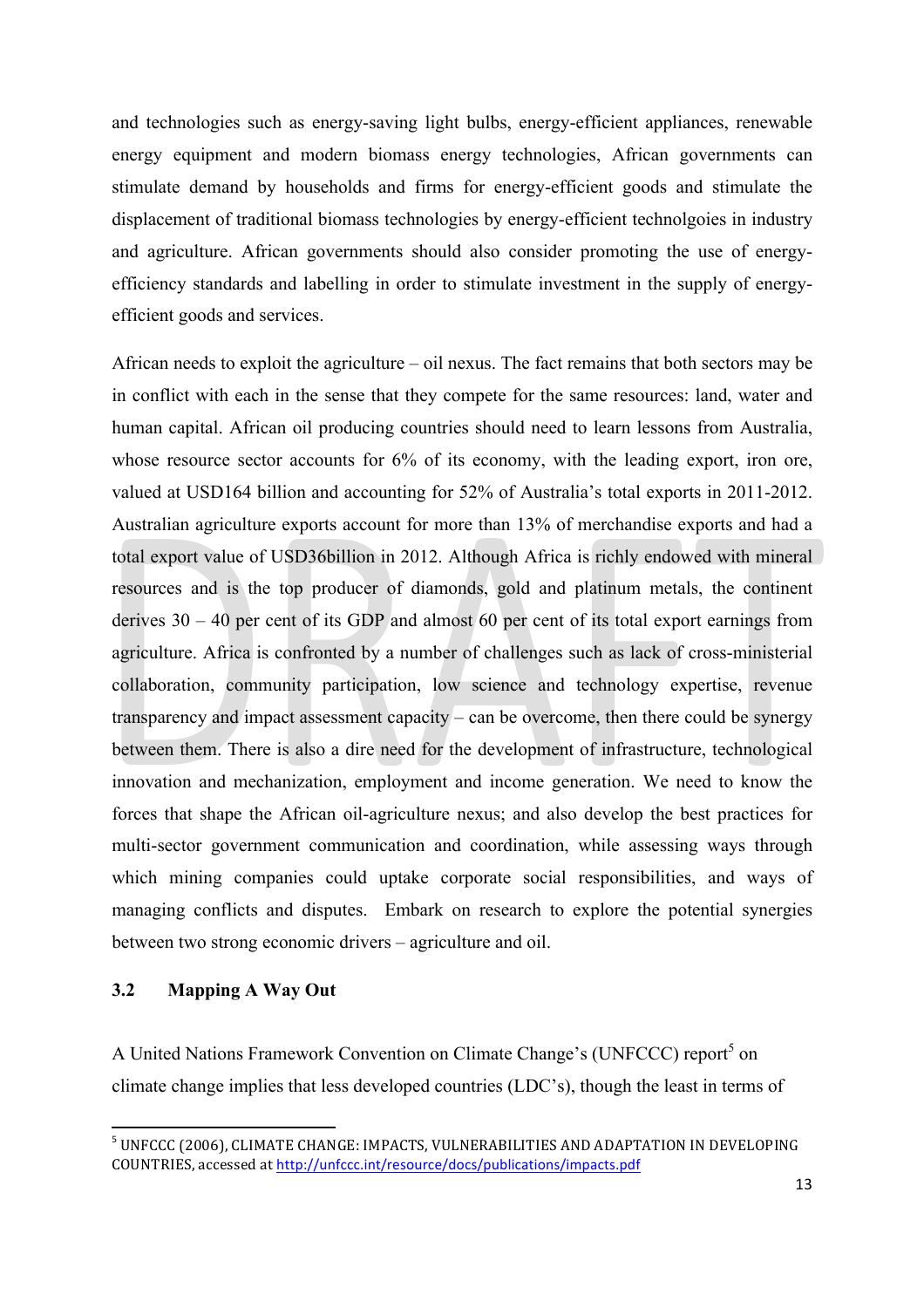and technologies such as energy-saving light bulbs, energy-efficient appliances, renewable energy equipment and modern biomass energy technologies, African governments can stimulate demand by households and firms for energy-efficient goods and stimulate the displacement of traditional biomass technologies by energy-efficient technolgoies in industry and agriculture. African governments should also consider promoting the use of energy-efficiency standards and labelling in order to stimulate investment in the supply of energy-efficient goods and services.

African needs to exploit the agriculture – oil nexus. The fact remains that both sectors may be in conflict with each in the sense that they compete for the same resources: land, water and human capital. African oil producing countries should need to learn lessons from Australia, whose resource sector accounts for 6% of its economy, with the leading export, iron ore, valued at USD164 billion and accounting for 52% of Australia's total exports in 2011-2012. Australian agriculture exports account for more than 13% of merchandise exports and had a total export value of USD36billion in 2012. Although Africa is richly endowed with mineral resources and is the top producer of diamonds, gold and platinum metals, the continent derives 30 – 40 per cent of its GDP and almost 60 per cent of its total export earnings from agriculture. Africa is confronted by a number of challenges such as lack of cross-ministerial collaboration, community participation, low science and technology expertise, revenue transparency and impact assessment capacity – can be overcome, then there could be synergy between them. There is also a dire need for the development of infrastructure, technological innovation and mechanization, employment and income generation. We need to know the forces that shape the African oil-agriculture nexus; and also develop the best practices for multi-sector government communication and coordination, while assessing ways through which mining companies could uptake corporate social responsibilities, and ways of managing conflicts and disputes. Embark on research to explore the potential synergies between two strong economic drivers – agriculture and oil.

### 3.2 Mapping A Way Out

A United Nations Framework Convention on Climate Change's (UNFCCC) report[5] on climate change implies that less developed countries (LDC's), though the least in terms of

---

[5] UNFCCC (2006), CLIMATE CHANGE: IMPACTS, VULNERABILITIES AND ADAPTATION IN DEVELOPING COUNTRIES, accessed at http://unfccc.int/resource/docs/publications/impacts.pdf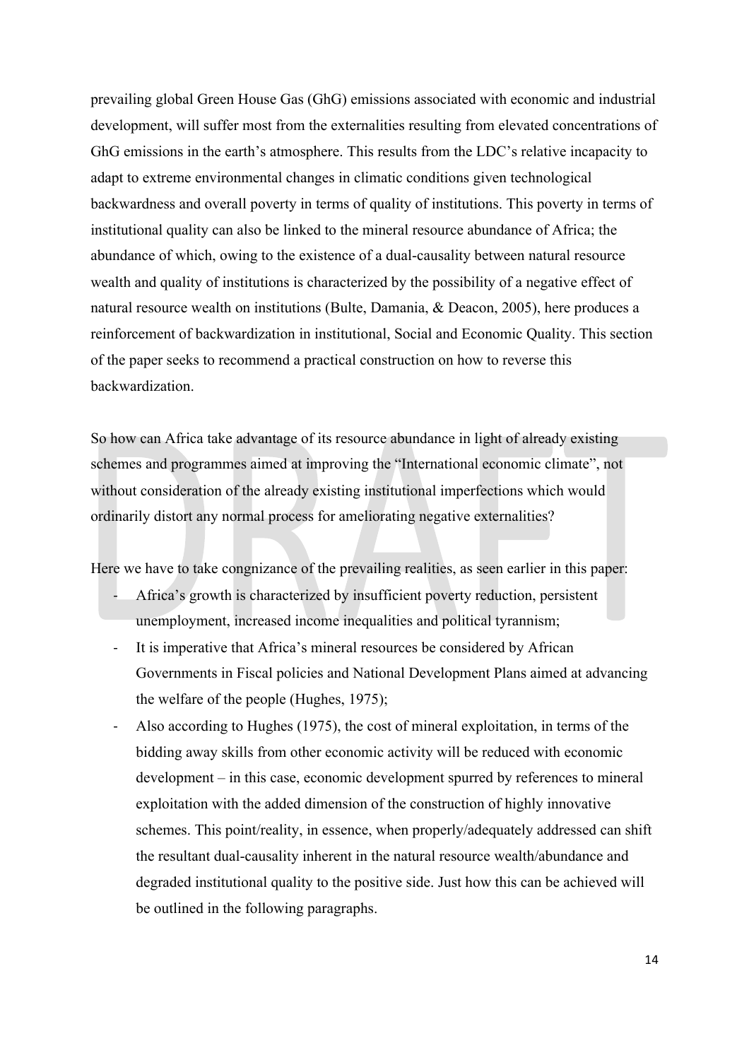prevailing global Green House Gas (GhG) emissions associated with economic and industrial development, will suffer most from the externalities resulting from elevated concentrations of GhG emissions in the earth's atmosphere. This results from the LDC's relative incapacity to adapt to extreme environmental changes in climatic conditions given technological backwardness and overall poverty in terms of quality of institutions. This poverty in terms of institutional quality can also be linked to the mineral resource abundance of Africa; the abundance of which, owing to the existence of a dual-causality between natural resource wealth and quality of institutions is characterized by the possibility of a negative effect of natural resource wealth on institutions (Bulte, Damania, & Deacon, 2005), here produces a reinforcement of backwardization in institutional, Social and Economic Quality. This section of the paper seeks to recommend a practical construction on how to reverse this backwardization.

So how can Africa take advantage of its resource abundance in light of already existing schemes and programmes aimed at improving the "International economic climate", not without consideration of the already existing institutional imperfections which would ordinarily distort any normal process for ameliorating negative externalities?

Here we have to take congnizance of the prevailing realities, as seen earlier in this paper:

- Africa's growth is characterized by insufficient poverty reduction, persistent unemployment, increased income inequalities and political tyrannism;
- It is imperative that Africa's mineral resources be considered by African Governments in Fiscal policies and National Development Plans aimed at advancing the welfare of the people (Hughes, 1975);
- Also according to Hughes (1975), the cost of mineral exploitation, in terms of the bidding away skills from other economic activity will be reduced with economic development – in this case, economic development spurred by references to mineral exploitation with the added dimension of the construction of highly innovative schemes. This point/reality, in essence, when properly/adequately addressed can shift the resultant dual-causality inherent in the natural resource wealth/abundance and degraded institutional quality to the positive side. Just how this can be achieved will be outlined in the following paragraphs.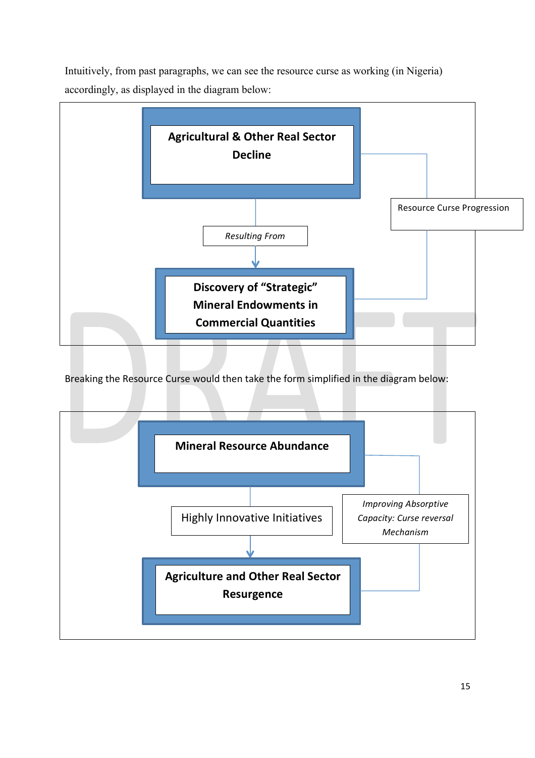Intuitively, from past paragraphs, we can see the resource curse as working (in Nigeria) accordingly, as displayed in the diagram below:

**Agricultural & Other Real Sector Decline**

*Resulting From*

**Discovery of "Strategic" Mineral Endowments in Commercial Quantities**

Resource Curse Progression

Breaking the Resource Curse would then take the form simplified in the diagram below:

**Mineral Resource Abundance**

Highly Innovative Initiatives

**Agriculture and Other Real Sector Resurgence**

*Improving Absorptive Capacity: Curse reversal Mechanism*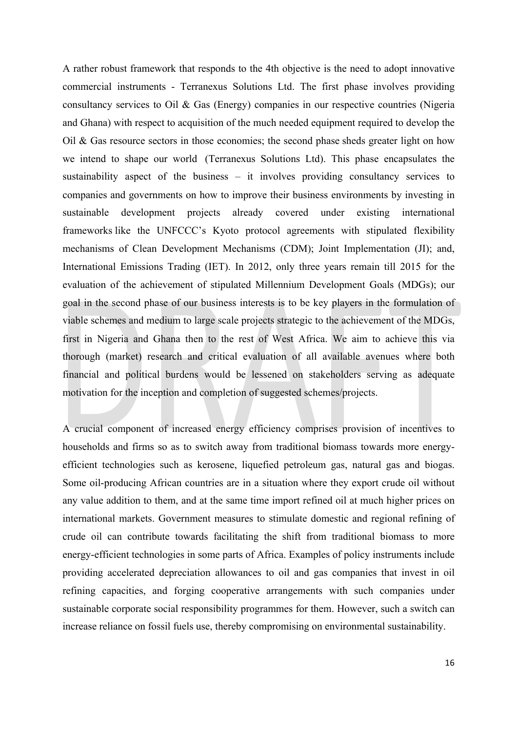A rather robust framework that responds to the 4th objective is the need to adopt innovative commercial instruments - Terranexus Solutions Ltd. The first phase involves providing consultancy services to Oil & Gas (Energy) companies in our respective countries (Nigeria and Ghana) with respect to acquisition of the much needed equipment required to develop the Oil & Gas resource sectors in those economies; the second phase sheds greater light on how we intend to shape our world (Terranexus Solutions Ltd). This phase encapsulates the sustainability aspect of the business – it involves providing consultancy services to companies and governments on how to improve their business environments by investing in sustainable development projects already covered under existing international frameworks like the UNFCCC's Kyoto protocol agreements with stipulated flexibility mechanisms of Clean Development Mechanisms (CDM); Joint Implementation (JI); and, International Emissions Trading (IET). In 2012, only three years remain till 2015 for the evaluation of the achievement of stipulated Millennium Development Goals (MDGs); our goal in the second phase of our business interests is to be key players in the formulation of viable schemes and medium to large scale projects strategic to the achievement of the MDGs, first in Nigeria and Ghana then to the rest of West Africa. We aim to achieve this via thorough (market) research and critical evaluation of all available avenues where both financial and political burdens would be lessened on stakeholders serving as adequate motivation for the inception and completion of suggested schemes/projects.

A crucial component of increased energy efficiency comprises provision of incentives to households and firms so as to switch away from traditional biomass towards more energy-efficient technologies such as kerosene, liquefied petroleum gas, natural gas and biogas. Some oil-producing African countries are in a situation where they export crude oil without any value addition to them, and at the same time import refined oil at much higher prices on international markets. Government measures to stimulate domestic and regional refining of crude oil can contribute towards facilitating the shift from traditional biomass to more energy-efficient technologies in some parts of Africa. Examples of policy instruments include providing accelerated depreciation allowances to oil and gas companies that invest in oil refining capacities, and forging cooperative arrangements with such companies under sustainable corporate social responsibility programmes for them. However, such a switch can increase reliance on fossil fuels use, thereby compromising on environmental sustainability.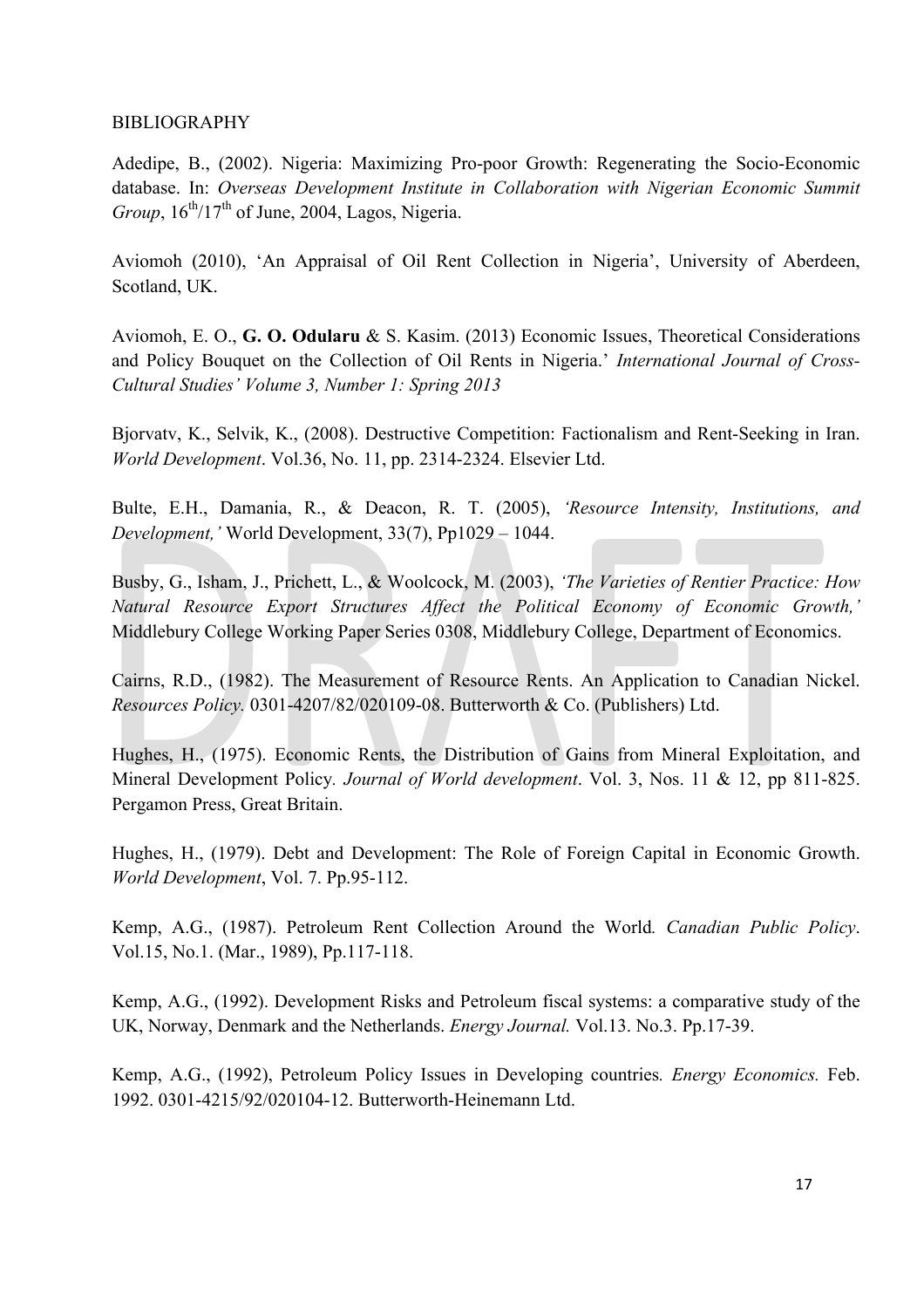BIBLIOGRAPHY

Adedipe, B., (2002). Nigeria: Maximizing Pro-poor Growth: Regenerating the Socio-Economic database. In: *Overseas Development Institute in Collaboration with Nigerian Economic Summit Group*, 16th/17th of June, 2004, Lagos, Nigeria.

Aviomoh (2010), 'An Appraisal of Oil Rent Collection in Nigeria', University of Aberdeen, Scotland, UK.

Aviomoh, E. O., **G. O. Odularu** & S. Kasim. (2013) Economic Issues, Theoretical Considerations and Policy Bouquet on the Collection of Oil Rents in Nigeria.' *International Journal of Cross-Cultural Studies' Volume 3, Number 1: Spring 2013*

Bjorvatv, K., Selvik, K., (2008). Destructive Competition: Factionalism and Rent-Seeking in Iran. *World Development*. Vol.36, No. 11, pp. 2314-2324. Elsevier Ltd.

Bulte, E.H., Damania, R., & Deacon, R. T. (2005), *'Resource Intensity, Institutions, and Development,'* World Development, 33(7), Pp1029 – 1044.

Busby, G., Isham, J., Prichett, L., & Woolcock, M. (2003), *'The Varieties of Rentier Practice: How Natural Resource Export Structures Affect the Political Economy of Economic Growth,'* Middlebury College Working Paper Series 0308, Middlebury College, Department of Economics.

Cairns, R.D., (1982). The Measurement of Resource Rents. An Application to Canadian Nickel. *Resources Policy.* 0301-4207/82/020109-08. Butterworth & Co. (Publishers) Ltd.

Hughes, H., (1975). Economic Rents, the Distribution of Gains from Mineral Exploitation, and Mineral Development Policy*. Journal of World development*. Vol. 3, Nos. 11 & 12, pp 811-825. Pergamon Press, Great Britain.

Hughes, H., (1979). Debt and Development: The Role of Foreign Capital in Economic Growth. *World Development*, Vol. 7. Pp.95-112.

Kemp, A.G., (1987). Petroleum Rent Collection Around the World*. Canadian Public Policy*. Vol.15, No.1. (Mar., 1989), Pp.117-118.

Kemp, A.G., (1992). Development Risks and Petroleum fiscal systems: a comparative study of the UK, Norway, Denmark and the Netherlands. *Energy Journal.* Vol.13. No.3. Pp.17-39.

Kemp, A.G., (1992), Petroleum Policy Issues in Developing countries*. Energy Economics.* Feb. 1992. 0301-4215/92/020104-12. Butterworth-Heinemann Ltd.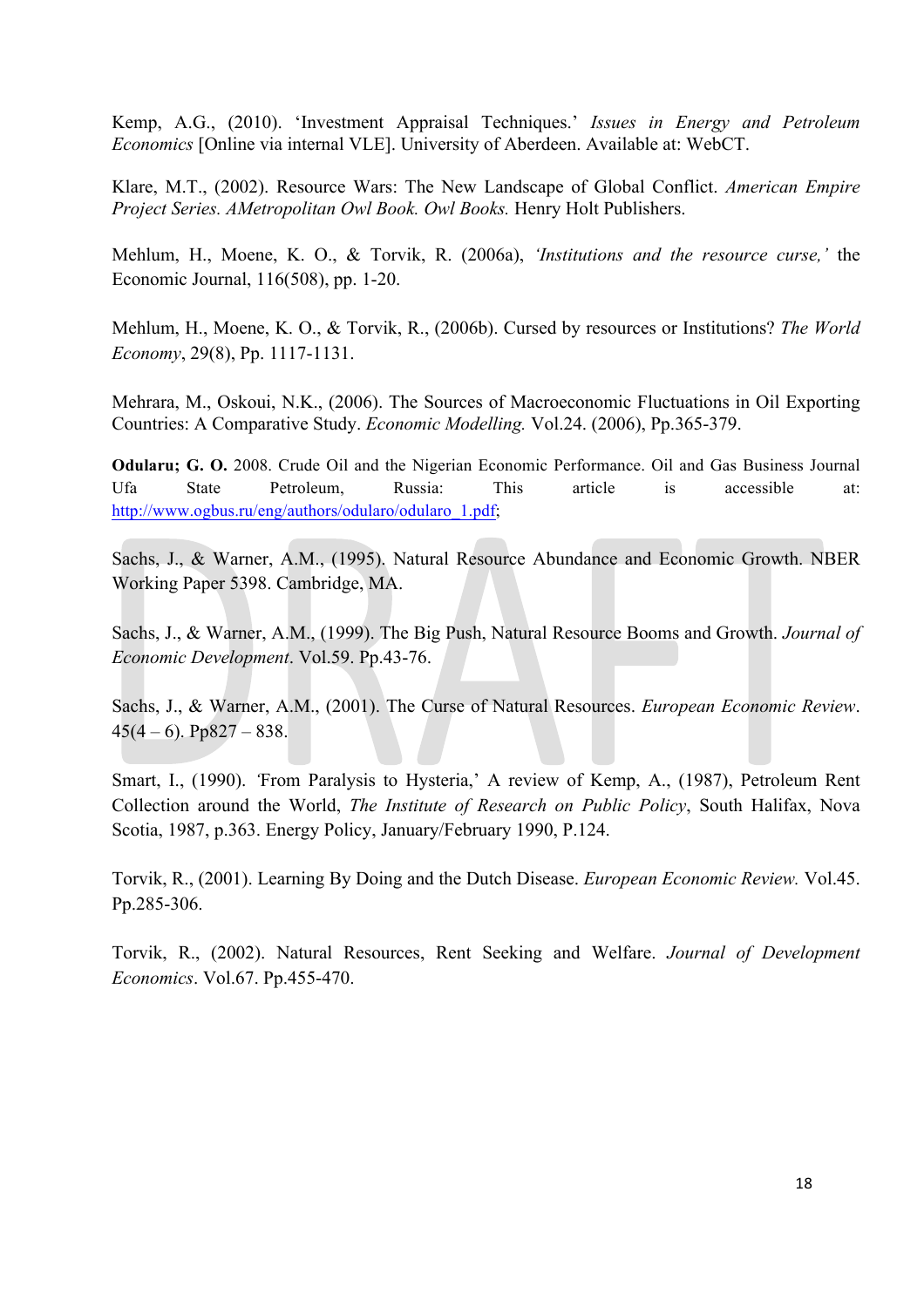Kemp, A.G., (2010). 'Investment Appraisal Techniques.' *Issues in Energy and Petroleum Economics* [Online via internal VLE]. University of Aberdeen. Available at: WebCT.

Klare, M.T., (2002). Resource Wars: The New Landscape of Global Conflict. *American Empire Project Series. AMetropolitan Owl Book. Owl Books.* Henry Holt Publishers.

Mehlum, H., Moene, K. O., & Torvik, R. (2006a), *'Institutions and the resource curse,'* the Economic Journal, 116(508), pp. 1-20.

Mehlum, H., Moene, K. O., & Torvik, R., (2006b). Cursed by resources or Institutions? *The World Economy*, 29(8), Pp. 1117-1131.

Mehrara, M., Oskoui, N.K., (2006). The Sources of Macroeconomic Fluctuations in Oil Exporting Countries: A Comparative Study. *Economic Modelling.* Vol.24. (2006), Pp.365-379.

**Odularu; G. O.** 2008. Crude Oil and the Nigerian Economic Performance. Oil and Gas Business Journal Ufa State Petroleum, Russia: This article is accessible at: http://www.ogbus.ru/eng/authors/odularo/odularo_1.pdf;

Sachs, J., & Warner, A.M., (1995). Natural Resource Abundance and Economic Growth. NBER Working Paper 5398. Cambridge, MA.

Sachs, J., & Warner, A.M., (1999). The Big Push, Natural Resource Booms and Growth. *Journal of Economic Development*. Vol.59. Pp.43-76.

Sachs, J., & Warner, A.M., (2001). The Curse of Natural Resources. *European Economic Review*. 45(4 – 6). Pp827 – 838.

Smart, I., (1990). 'From Paralysis to Hysteria,' A review of Kemp, A., (1987), Petroleum Rent Collection around the World, *The Institute of Research on Public Policy*, South Halifax, Nova Scotia, 1987, p.363. Energy Policy, January/February 1990, P.124.

Torvik, R., (2001). Learning By Doing and the Dutch Disease. *European Economic Review.* Vol.45. Pp.285-306.

Torvik, R., (2002). Natural Resources, Rent Seeking and Welfare. *Journal of Development Economics*. Vol.67. Pp.455-470.